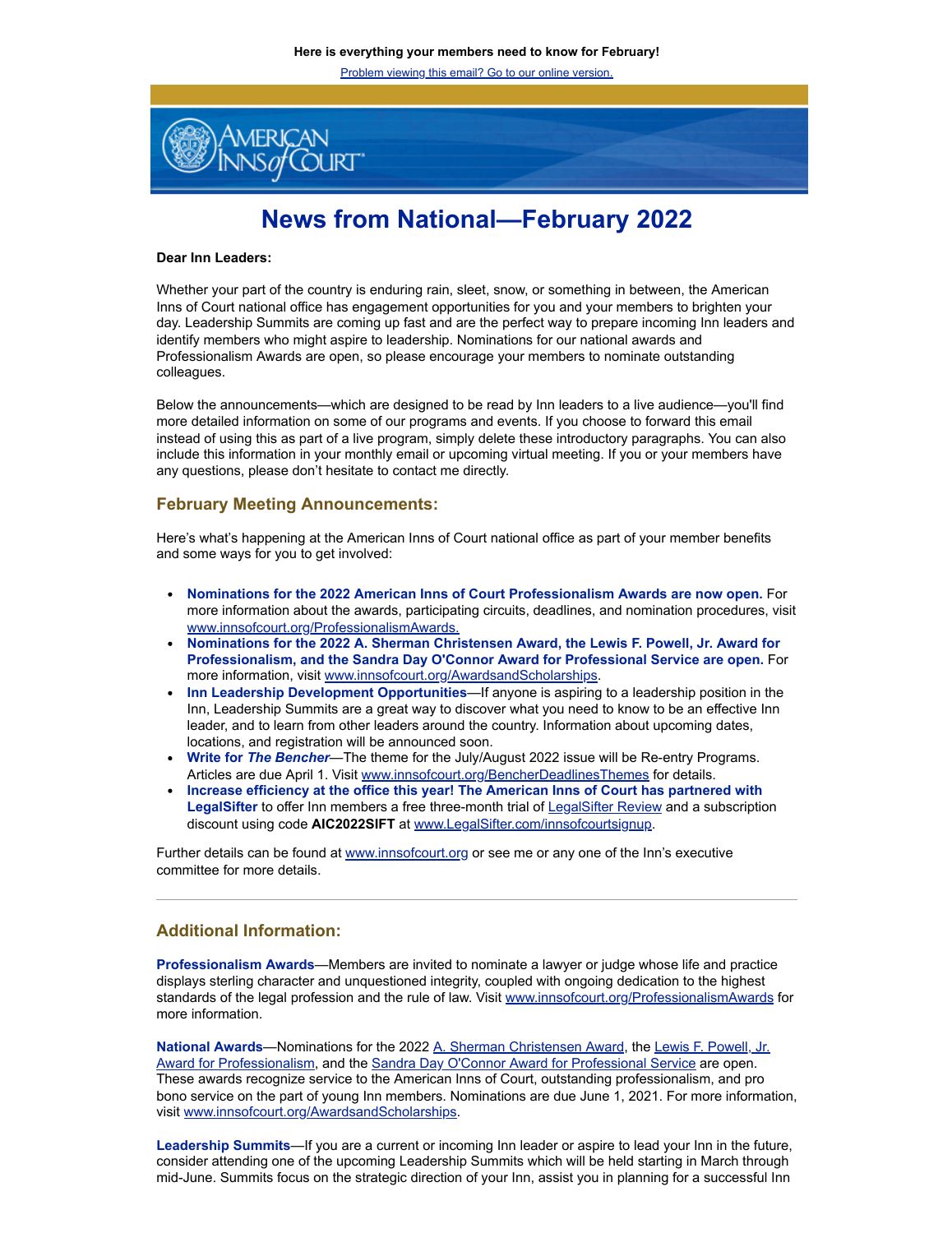**Here is everything your members need to know for February!**

Problem viewing this email? Go to our online version.

# News from National—February 2022

**Dear Inn Leaders:**

Whether your part of the country is enduring rain, sleet, snow, or something in between, the American Inns of Court national office has engagement opportunities for you and your members to brighten your day. Leadership Summits are coming up fast and are the perfect way to prepare incoming Inn leaders and identify members who might aspire to leadership. Nominations for our national awards and Professionalism Awards are open, so please encourage your members to nominate outstanding colleagues.

Below the announcements—which are designed to be read by Inn leaders to a live audience—you'll find more detailed information on some of our programs and events. If you choose to forward this email instead of using this as part of a live program, simply delete these introductory paragraphs. You can also include this information in your monthly email or upcoming virtual meeting. If you or your members have any questions, please don't hesitate to contact me directly.

## February Meeting Announcements:

Here's what's happening at the American Inns of Court national office as part of your member benefits and some ways for you to get involved:

- **Nominations for the 2022 American Inns of Court Professionalism Awards are now open.** For more information about the awards, participating circuits, deadlines, and nomination procedures, visit www.innsofcourt.org/ProfessionalismAwards.
- **Nominations for the 2022 A. Sherman Christensen Award, the Lewis F. Powell, Jr. Award for Professionalism, and the Sandra Day O'Connor Award for Professional Service are open.** For more information, visit www.innsofcourt.org/AwardsandScholarships.
- **Inn Leadership Development Opportunities**—If anyone is aspiring to a leadership position in the Inn, Leadership Summits are a great way to discover what you need to know to be an effective Inn leader, and to learn from other leaders around the country. Information about upcoming dates, locations, and registration will be announced soon.
- **Write for *The Bencher***—The theme for the July/August 2022 issue will be Re-entry Programs. Articles are due April 1. Visit www.innsofcourt.org/BencherDeadlinesThemes for details.
- **Increase efficiency at the office this year! The American Inns of Court has partnered with LegalSifter** to offer Inn members a free three-month trial of LegalSifter Review and a subscription discount using code **AIC2022SIFT** at www.LegalSifter.com/innsofcourtsignup.

Further details can be found at www.innsofcourt.org or see me or any one of the Inn's executive committee for more details.

---

## Additional Information:

**Professionalism Awards**—Members are invited to nominate a lawyer or judge whose life and practice displays sterling character and unquestioned integrity, coupled with ongoing dedication to the highest standards of the legal profession and the rule of law. Visit www.innsofcourt.org/ProfessionalismAwards for more information.

**National Awards**—Nominations for the 2022 A. Sherman Christensen Award, the Lewis F. Powell, Jr. Award for Professionalism, and the Sandra Day O'Connor Award for Professional Service are open. These awards recognize service to the American Inns of Court, outstanding professionalism, and pro bono service on the part of young Inn members. Nominations are due June 1, 2021. For more information, visit www.innsofcourt.org/AwardsandScholarships.

**Leadership Summits**—If you are a current or incoming Inn leader or aspire to lead your Inn in the future, consider attending one of the upcoming Leadership Summits which will be held starting in March through mid-June. Summits focus on the strategic direction of your Inn, assist you in planning for a successful Inn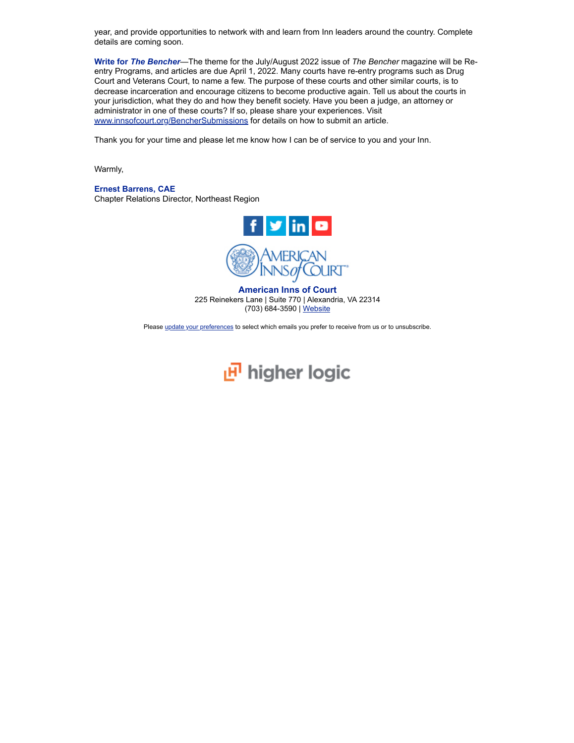year, and provide opportunities to network with and learn from Inn leaders around the country. Complete details are coming soon.

**Write for *The Bencher***—The theme for the July/August 2022 issue of *The Bencher* magazine will be Re-entry Programs, and articles are due April 1, 2022. Many courts have re-entry programs such as Drug Court and Veterans Court, to name a few. The purpose of these courts and other similar courts, is to decrease incarceration and encourage citizens to become productive again. Tell us about the courts in your jurisdiction, what they do and how they benefit society. Have you been a judge, an attorney or administrator in one of these courts? If so, please share your experiences. Visit www.innsofcourt.org/BencherSubmissions for details on how to submit an article.

Thank you for your time and please let me know how I can be of service to you and your Inn.

Warmly,

**Ernest Barrens, CAE**
Chapter Relations Director, Northeast Region

**American Inns of Court**
225 Reinekers Lane | Suite 770 | Alexandria, VA 22314
(703) 684-3590 | Website

Please update your preferences to select which emails you prefer to receive from us or to unsubscribe.

higher logic